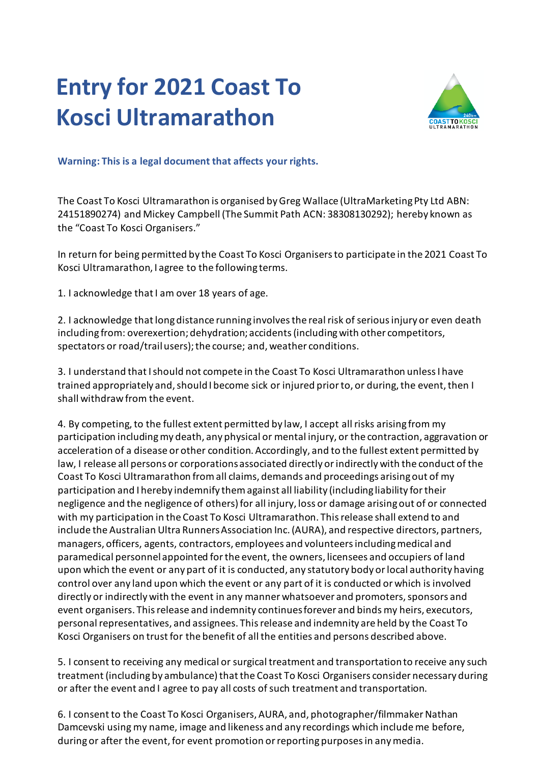# Entry for 2021 Coast To Kosci Ultramarathon

**Warning: This is a legal document that affects your rights.**

The Coast To Kosci Ultramarathon is organised by Greg Wallace (UltraMarketing Pty Ltd ABN: 24151890274) and Mickey Campbell (The Summit Path ACN: 38308130292); hereby known as the "Coast To Kosci Organisers."

In return for being permitted by the Coast To Kosci Organisers to participate in the 2021 Coast To Kosci Ultramarathon, I agree to the following terms.

1. I acknowledge that I am over 18 years of age.

2. I acknowledge that long distance running involves the real risk of serious injury or even death including from: overexertion; dehydration; accidents (including with other competitors, spectators or road/trail users); the course; and, weather conditions.

3. I understand that I should not compete in the Coast To Kosci Ultramarathon unless I have trained appropriately and, should I become sick or injured prior to, or during, the event, then I shall withdraw from the event.

4. By competing, to the fullest extent permitted by law, I accept all risks arising from my participation including my death, any physical or mental injury, or the contraction, aggravation or acceleration of a disease or other condition. Accordingly, and to the fullest extent permitted by law, I release all persons or corporations associated directly or indirectly with the conduct of the Coast To Kosci Ultramarathon from all claims, demands and proceedings arising out of my participation and I hereby indemnify them against all liability (including liability for their negligence and the negligence of others) for all injury, loss or damage arising out of or connected with my participation in the Coast To Kosci Ultramarathon. This release shall extend to and include the Australian Ultra Runners Association Inc. (AURA), and respective directors, partners, managers, officers, agents, contractors, employees and volunteers including medical and paramedical personnel appointed for the event, the owners, licensees and occupiers of land upon which the event or any part of it is conducted, any statutory body or local authority having control over any land upon which the event or any part of it is conducted or which is involved directly or indirectly with the event in any manner whatsoever and promoters, sponsors and event organisers. This release and indemnity continues forever and binds my heirs, executors, personal representatives, and assignees. This release and indemnity are held by the Coast To Kosci Organisers on trust for the benefit of all the entities and persons described above.

5. I consent to receiving any medical or surgical treatment and transportation to receive any such treatment (including by ambulance) that the Coast To Kosci Organisers consider necessary during or after the event and I agree to pay all costs of such treatment and transportation.

6. I consent to the Coast To Kosci Organisers, AURA, and, photographer/filmmaker Nathan Damcevski using my name, image and likeness and any recordings which include me before, during or after the event, for event promotion or reporting purposes in any media.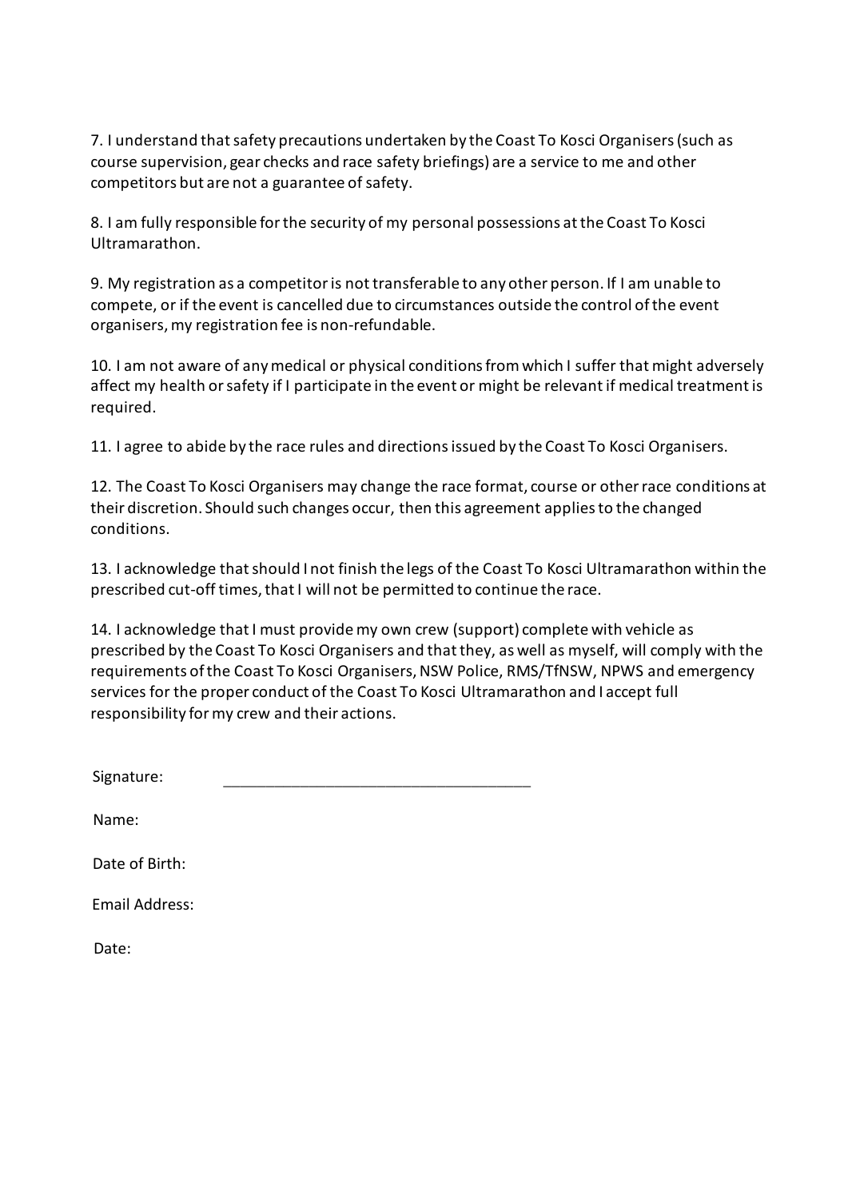7. I understand that safety precautions undertaken by the Coast To Kosci Organisers (such as course supervision, gear checks and race safety briefings) are a service to me and other competitors but are not a guarantee of safety.

8. I am fully responsible for the security of my personal possessions at the Coast To Kosci Ultramarathon.

9. My registration as a competitor is not transferable to any other person. If I am unable to compete, or if the event is cancelled due to circumstances outside the control of the event organisers, my registration fee is non-refundable.

10. I am not aware of any medical or physical conditions from which I suffer that might adversely affect my health or safety if I participate in the event or might be relevant if medical treatment is required.

11. I agree to abide by the race rules and directions issued by the Coast To Kosci Organisers.

12. The Coast To Kosci Organisers may change the race format, course or other race conditions at their discretion. Should such changes occur, then this agreement applies to the changed conditions.

13. I acknowledge that should I not finish the legs of the Coast To Kosci Ultramarathon within the prescribed cut-off times, that I will not be permitted to continue the race.

14. I acknowledge that I must provide my own crew (support) complete with vehicle as prescribed by the Coast To Kosci Organisers and that they, as well as myself, will comply with the requirements of the Coast To Kosci Organisers, NSW Police, RMS/TfNSW, NPWS and emergency services for the proper conduct of the Coast To Kosci Ultramarathon and I accept full responsibility for my crew and their actions.

Signature: ____________________________________

Name:

Date of Birth:

Email Address:

Date: